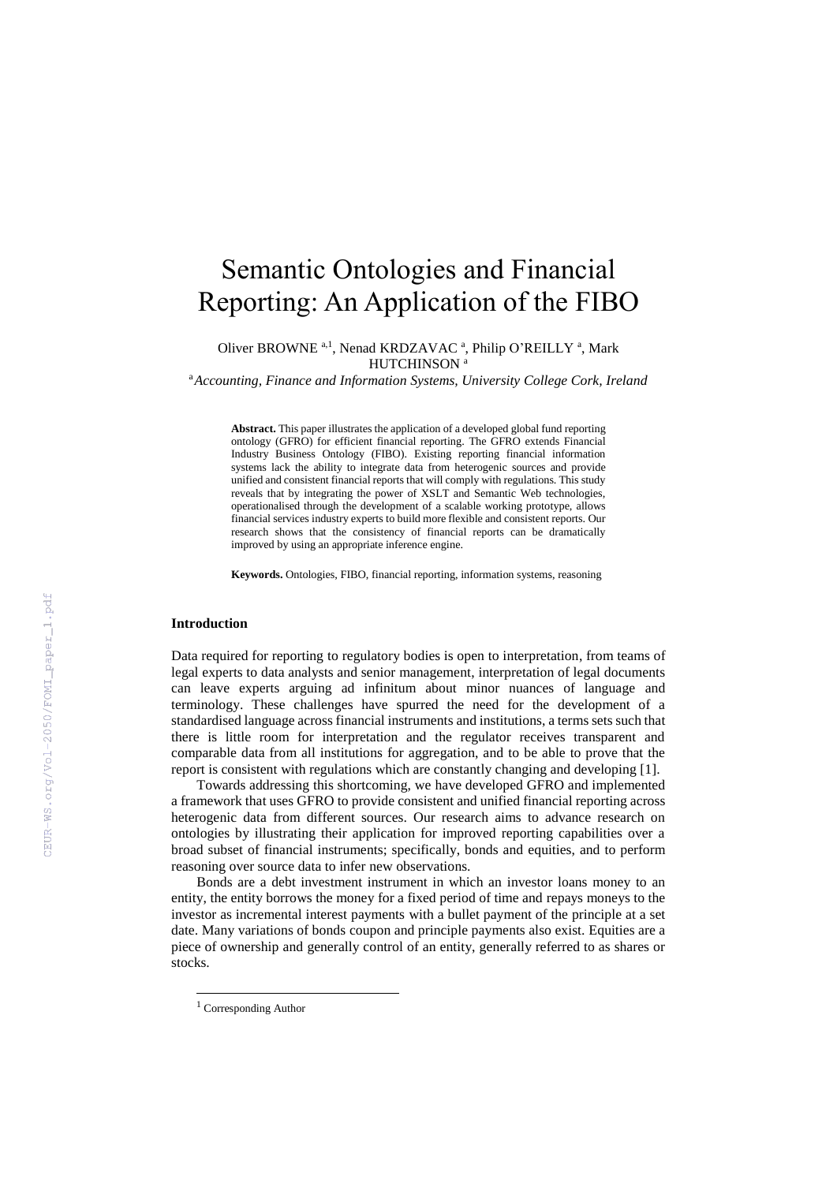# Semantic Ontologies and Financial Reporting: An Application of the FIBO

Oliver BROWNE [a,1], Nenad KRDZAVAC [a], Philip O'REILLY [a], Mark HUTCHINSON [a]

[a] *Accounting, Finance and Information Systems, University College Cork, Ireland*

**Abstract.** This paper illustrates the application of a developed global fund reporting ontology (GFRO) for efficient financial reporting. The GFRO extends Financial Industry Business Ontology (FIBO). Existing reporting financial information systems lack the ability to integrate data from heterogenic sources and provide unified and consistent financial reports that will comply with regulations. This study reveals that by integrating the power of XSLT and Semantic Web technologies, operationalised through the development of a scalable working prototype, allows financial services industry experts to build more flexible and consistent reports. Our research shows that the consistency of financial reports can be dramatically improved by using an appropriate inference engine.

**Keywords.** Ontologies, FIBO, financial reporting, information systems, reasoning

### Introduction

Data required for reporting to regulatory bodies is open to interpretation, from teams of legal experts to data analysts and senior management, interpretation of legal documents can leave experts arguing ad infinitum about minor nuances of language and terminology. These challenges have spurred the need for the development of a standardised language across financial instruments and institutions, a terms sets such that there is little room for interpretation and the regulator receives transparent and comparable data from all institutions for aggregation, and to be able to prove that the report is consistent with regulations which are constantly changing and developing [1].

Towards addressing this shortcoming, we have developed GFRO and implemented a framework that uses GFRO to provide consistent and unified financial reporting across heterogenic data from different sources. Our research aims to advance research on ontologies by illustrating their application for improved reporting capabilities over a broad subset of financial instruments; specifically, bonds and equities, and to perform reasoning over source data to infer new observations.

Bonds are a debt investment instrument in which an investor loans money to an entity, the entity borrows the money for a fixed period of time and repays moneys to the investor as incremental interest payments with a bullet payment of the principle at a set date. Many variations of bonds coupon and principle payments also exist. Equities are a piece of ownership and generally control of an entity, generally referred to as shares or stocks.

[1] Corresponding Author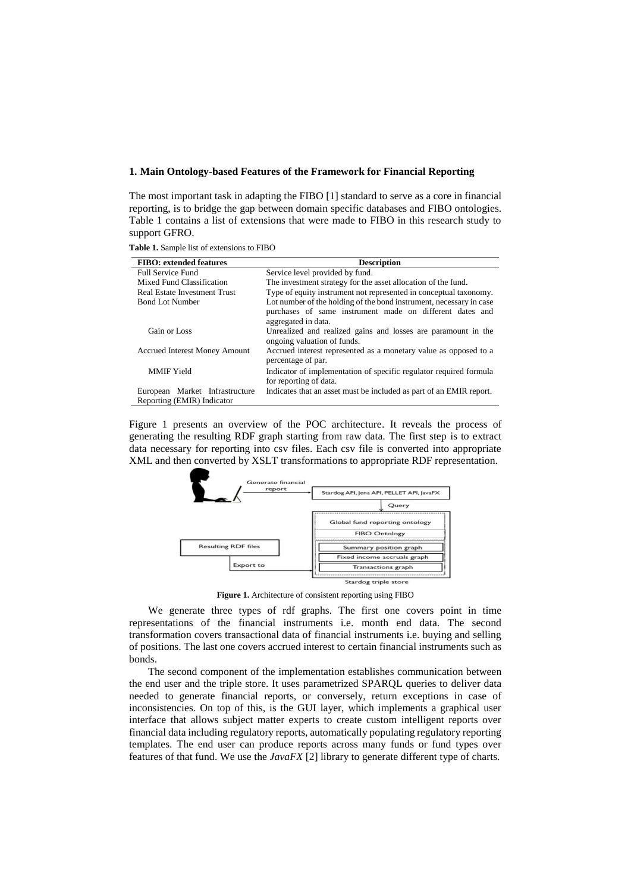## 1. Main Ontology-based Features of the Framework for Financial Reporting

The most important task in adapting the FIBO [1] standard to serve as a core in financial reporting, is to bridge the gap between domain specific databases and FIBO ontologies. Table 1 contains a list of extensions that were made to FIBO in this research study to support GFRO.

**Table 1.** Sample list of extensions to FIBO

| FIBO: extended features | Description |
|---|---|
| Full Service Fund | Service level provided by fund. |
| Mixed Fund Classification | The investment strategy for the asset allocation of the fund. |
| Real Estate Investment Trust | Type of equity instrument not represented in conceptual taxonomy. |
| Bond Lot Number | Lot number of the holding of the bond instrument, necessary in case purchases of same instrument made on different dates and aggregated in data. |
| Gain or Loss | Unrealized and realized gains and losses are paramount in the ongoing valuation of funds. |
| Accrued Interest Money Amount | Accrued interest represented as a monetary value as opposed to a percentage of par. |
| MMIF Yield | Indicator of implementation of specific regulator required formula for reporting of data. |
| European Market Infrastructure Reporting (EMIR) Indicator | Indicates that an asset must be included as part of an EMIR report. |

Figure 1 presents an overview of the POC architecture. It reveals the process of generating the resulting RDF graph starting from raw data. The first step is to extract data necessary for reporting into csv files. Each csv file is converted into appropriate XML and then converted by XSLT transformations to appropriate RDF representation.

**Figure 1.** Architecture of consistent reporting using FIBO

We generate three types of rdf graphs. The first one covers point in time representations of the financial instruments i.e. month end data. The second transformation covers transactional data of financial instruments i.e. buying and selling of positions. The last one covers accrued interest to certain financial instruments such as bonds.

The second component of the implementation establishes communication between the end user and the triple store. It uses parametrized SPARQL queries to deliver data needed to generate financial reports, or conversely, return exceptions in case of inconsistencies. On top of this, is the GUI layer, which implements a graphical user interface that allows subject matter experts to create custom intelligent reports over financial data including regulatory reports, automatically populating regulatory reporting templates. The end user can produce reports across many funds or fund types over features of that fund. We use the *JavaFX* [2] library to generate different type of charts.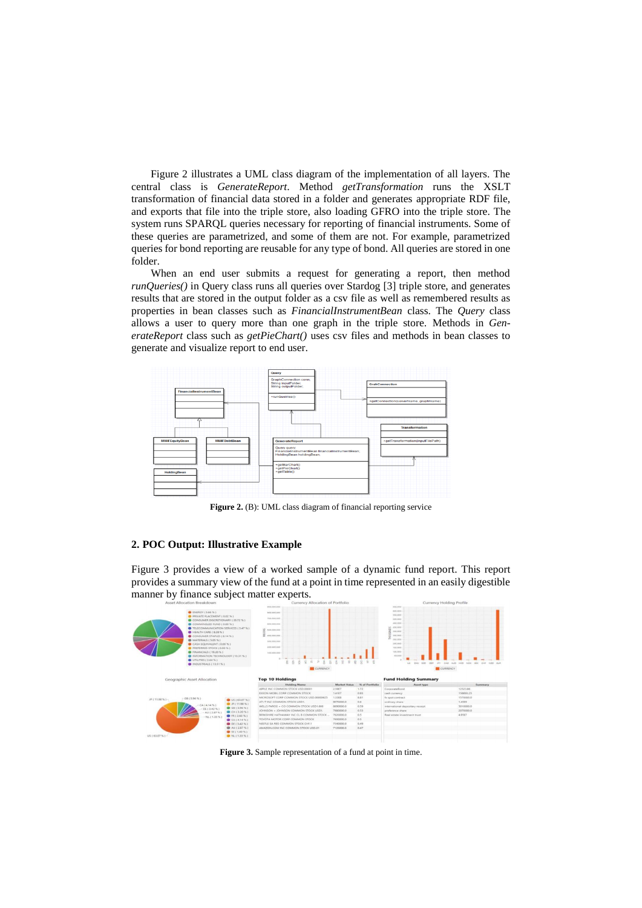Figure 2 illustrates a UML class diagram of the implementation of all layers. The central class is *GenerateReport*. Method *getTransformation* runs the XSLT transformation of financial data stored in a folder and generates appropriate RDF file, and exports that file into the triple store, also loading GFRO into the triple store. The system runs SPARQL queries necessary for reporting of financial instruments. Some of these queries are parametrized, and some of them are not. For example, parametrized queries for bond reporting are reusable for any type of bond. All queries are stored in one folder.

When an end user submits a request for generating a report, then method *runQueries()* in Query class runs all queries over Stardog [3] triple store, and generates results that are stored in the output folder as a csv file as well as remembered results as properties in bean classes such as *FinancialInstrumentBean* class. The *Query* class allows a user to query more than one graph in the triple store. Methods in *GenerateReport* class such as *getPieChart()* uses csv files and methods in bean classes to generate and visualize report to end user.

**Figure 2.** (B): UML class diagram of financial reporting service

## 2. POC Output: Illustrative Example

Figure 3 provides a view of a worked sample of a dynamic fund report. This report provides a summary view of the fund at a point in time represented in an easily digestible manner by finance subject matter experts.

**Figure 3.** Sample representation of a fund at point in time.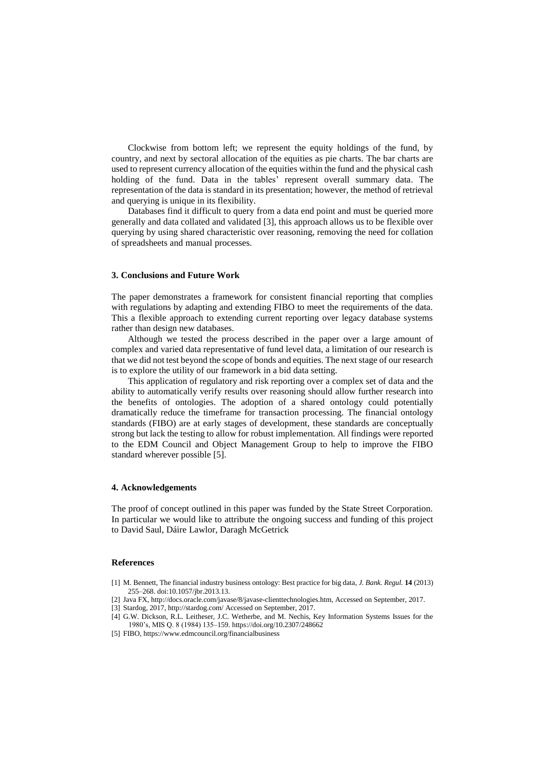Clockwise from bottom left; we represent the equity holdings of the fund, by country, and next by sectoral allocation of the equities as pie charts. The bar charts are used to represent currency allocation of the equities within the fund and the physical cash holding of the fund. Data in the tables' represent overall summary data. The representation of the data is standard in its presentation; however, the method of retrieval and querying is unique in its flexibility.

Databases find it difficult to query from a data end point and must be queried more generally and data collated and validated [3], this approach allows us to be flexible over querying by using shared characteristic over reasoning, removing the need for collation of spreadsheets and manual processes.

## 3. Conclusions and Future Work

The paper demonstrates a framework for consistent financial reporting that complies with regulations by adapting and extending FIBO to meet the requirements of the data. This a flexible approach to extending current reporting over legacy database systems rather than design new databases.

Although we tested the process described in the paper over a large amount of complex and varied data representative of fund level data, a limitation of our research is that we did not test beyond the scope of bonds and equities. The next stage of our research is to explore the utility of our framework in a bid data setting.

This application of regulatory and risk reporting over a complex set of data and the ability to automatically verify results over reasoning should allow further research into the benefits of ontologies. The adoption of a shared ontology could potentially dramatically reduce the timeframe for transaction processing. The financial ontology standards (FIBO) are at early stages of development, these standards are conceptually strong but lack the testing to allow for robust implementation. All findings were reported to the EDM Council and Object Management Group to help to improve the FIBO standard wherever possible [5].

## 4. Acknowledgements

The proof of concept outlined in this paper was funded by the State Street Corporation. In particular we would like to attribute the ongoing success and funding of this project to David Saul, Dáire Lawlor, Daragh McGetrick

## References

[1] M. Bennett, The financial industry business ontology: Best practice for big data, *J. Bank. Regul.* **14** (2013) 255–268. doi:10.1057/jbr.2013.13.

[2] Java FX, http://docs.oracle.com/javase/8/javase-clienttechnologies.htm, Accessed on September, 2017.

[3] Stardog, 2017, http://stardog.com/ Accessed on September, 2017.

[4] G.W. Dickson, R.L. Leitheser, J.C. Wetherbe, and M. Nechis, Key Information Systems Issues for the 1980's, MIS Q. 8 (1984) 135–159. https://doi.org/10.2307/248662

[5] FIBO, https://www.edmcouncil.org/financialbusiness